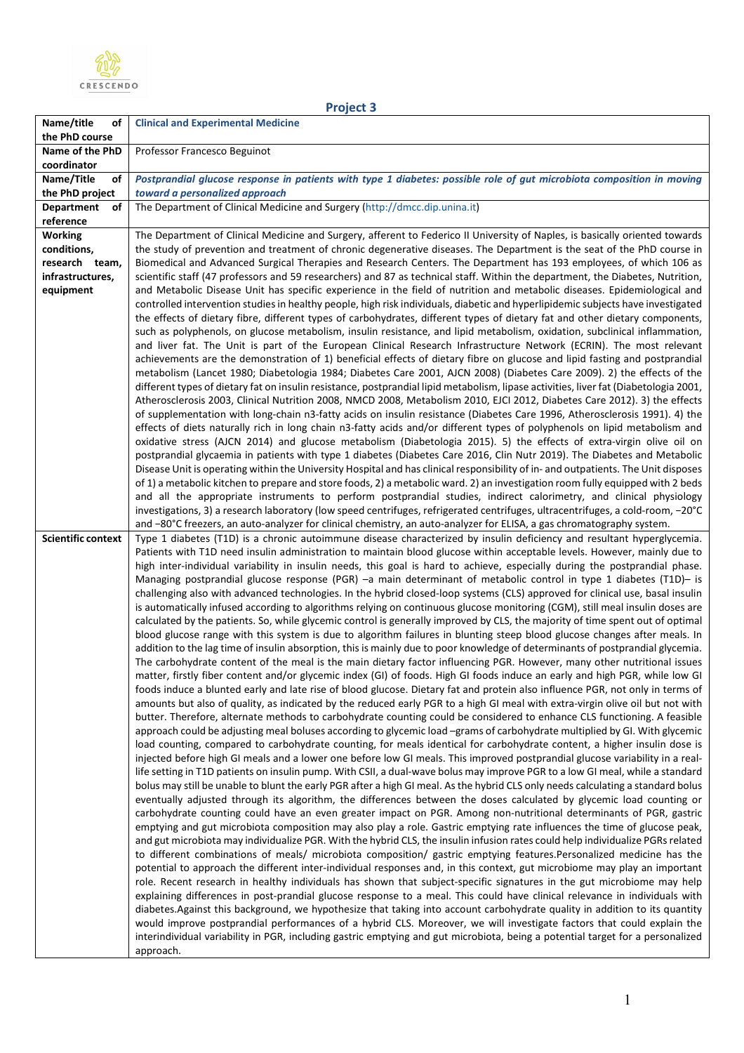CRESCENDO

## Project 3

| Name/title of the PhD course | **Clinical and Experimental Medicine** |
|---|---|
| Name of the PhD coordinator | Professor Francesco Beguinot |
| Name/Title of the PhD project | ***Postprandial glucose response in patients with type 1 diabetes: possible role of gut microbiota composition in moving toward a personalized approach*** |
| Department of reference | The Department of Clinical Medicine and Surgery (http://dmcc.dip.unina.it) |
| Working conditions, research team, infrastructures, equipment | The Department of Clinical Medicine and Surgery, afferent to Federico II University of Naples, is basically oriented towards the study of prevention and treatment of chronic degenerative diseases. The Department is the seat of the PhD course in Biomedical and Advanced Surgical Therapies and Research Centers. The Department has 193 employees, of which 106 as scientific staff (47 professors and 59 researchers) and 87 as technical staff. Within the department, the Diabetes, Nutrition, and Metabolic Disease Unit has specific experience in the field of nutrition and metabolic diseases. Epidemiological and controlled intervention studies in healthy people, high risk individuals, diabetic and hyperlipidemic subjects have investigated the effects of dietary fibre, different types of carbohydrates, different types of dietary fat and other dietary components, such as polyphenols, on glucose metabolism, insulin resistance, and lipid metabolism, oxidation, subclinical inflammation, and liver fat. The Unit is part of the European Clinical Research Infrastructure Network (ECRIN). The most relevant achievements are the demonstration of 1) beneficial effects of dietary fibre on glucose and lipid fasting and postprandial metabolism (Lancet 1980; Diabetologia 1984; Diabetes Care 2001, AJCN 2008) (Diabetes Care 2009). 2) the effects of the different types of dietary fat on insulin resistance, postprandial lipid metabolism, lipase activities, liver fat (Diabetologia 2001, Atherosclerosis 2003, Clinical Nutrition 2008, NMCD 2008, Metabolism 2010, EJCI 2012, Diabetes Care 2012). 3) the effects of supplementation with long-chain n3-fatty acids on insulin resistance (Diabetes Care 1996, Atherosclerosis 1991). 4) the effects of diets naturally rich in long chain n3-fatty acids and/or different types of polyphenols on lipid metabolism and oxidative stress (AJCN 2014) and glucose metabolism (Diabetologia 2015). 5) the effects of extra-virgin olive oil on postprandial glycaemia in patients with type 1 diabetes (Diabetes Care 2016, Clin Nutr 2019). The Diabetes and Metabolic Disease Unit is operating within the University Hospital and has clinical responsibility of in- and outpatients. The Unit disposes of 1) a metabolic kitchen to prepare and store foods, 2) a metabolic ward. 2) an investigation room fully equipped with 2 beds and all the appropriate instruments to perform postprandial studies, indirect calorimetry, and clinical physiology investigations, 3) a research laboratory (low speed centrifuges, refrigerated centrifuges, ultracentrifuges, a cold-room, −20°C and −80°C freezers, an auto-analyzer for clinical chemistry, an auto-analyzer for ELISA, a gas chromatography system. |
| Scientific context | Type 1 diabetes (T1D) is a chronic autoimmune disease characterized by insulin deficiency and resultant hyperglycemia. Patients with T1D need insulin administration to maintain blood glucose within acceptable levels. However, mainly due to high inter-individual variability in insulin needs, this goal is hard to achieve, especially during the postprandial phase. Managing postprandial glucose response (PGR) –a main determinant of metabolic control in type 1 diabetes (T1D)– is challenging also with advanced technologies. In the hybrid closed-loop systems (CLS) approved for clinical use, basal insulin is automatically infused according to algorithms relying on continuous glucose monitoring (CGM), still meal insulin doses are calculated by the patients. So, while glycemic control is generally improved by CLS, the majority of time spent out of optimal blood glucose range with this system is due to algorithm failures in blunting steep blood glucose changes after meals. In addition to the lag time of insulin absorption, this is mainly due to poor knowledge of determinants of postprandial glycemia. The carbohydrate content of the meal is the main dietary factor influencing PGR. However, many other nutritional issues matter, firstly fiber content and/or glycemic index (GI) of foods. High GI foods induce an early and high PGR, while low GI foods induce a blunted early and late rise of blood glucose. Dietary fat and protein also influence PGR, not only in terms of amounts but also of quality, as indicated by the reduced early PGR to a high GI meal with extra-virgin olive oil but not with butter. Therefore, alternate methods to carbohydrate counting could be considered to enhance CLS functioning. A feasible approach could be adjusting meal boluses according to glycemic load –grams of carbohydrate multiplied by GI. With glycemic load counting, compared to carbohydrate counting, for meals identical for carbohydrate content, a higher insulin dose is injected before high GI meals and a lower one before low GI meals. This improved postprandial glucose variability in a real-life setting in T1D patients on insulin pump. With CSII, a dual-wave bolus may improve PGR to a low GI meal, while a standard bolus may still be unable to blunt the early PGR after a high GI meal. As the hybrid CLS only needs calculating a standard bolus eventually adjusted through its algorithm, the differences between the doses calculated by glycemic load counting or carbohydrate counting could have an even greater impact on PGR. Among non-nutritional determinants of PGR, gastric emptying and gut microbiota composition may also play a role. Gastric emptying rate influences the time of glucose peak, and gut microbiota may individualize PGR. With the hybrid CLS, the insulin infusion rates could help individualize PGRs related to different combinations of meals/ microbiota composition/ gastric emptying features.Personalized medicine has the potential to approach the different inter-individual responses and, in this context, gut microbiome may play an important role. Recent research in healthy individuals has shown that subject-specific signatures in the gut microbiome may help explaining differences in post-prandial glucose response to a meal. This could have clinical relevance in individuals with diabetes.Against this background, we hypothesize that taking into account carbohydrate quality in addition to its quantity would improve postprandial performances of a hybrid CLS. Moreover, we will investigate factors that could explain the interindividual variability in PGR, including gastric emptying and gut microbiota, being a potential target for a personalized approach. |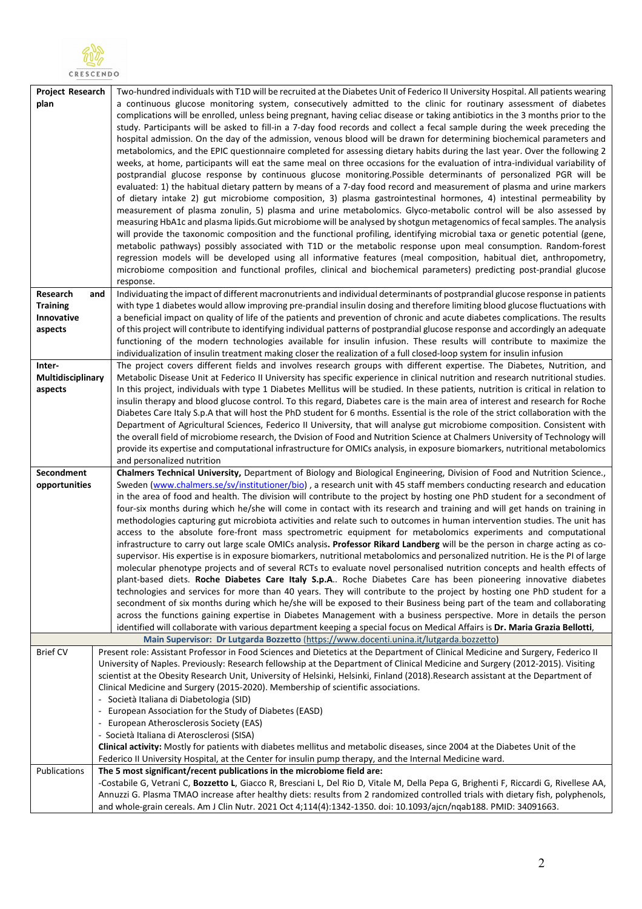| | |
|---|---|
| **Project Research plan** | Two-hundred individuals with T1D will be recruited at the Diabetes Unit of Federico II University Hospital. All patients wearing a continuous glucose monitoring system, consecutively admitted to the clinic for routinary assessment of diabetes complications will be enrolled, unless being pregnant, having celiac disease or taking antibiotics in the 3 months prior to the study. Participants will be asked to fill-in a 7-day food records and collect a fecal sample during the week preceding the hospital admission. On the day of the admission, venous blood will be drawn for determining biochemical parameters and metabolomics, and the EPIC questionnaire completed for assessing dietary habits during the last year. Over the following 2 weeks, at home, participants will eat the same meal on three occasions for the evaluation of intra-individual variability of postprandial glucose response by continuous glucose monitoring.Possible determinants of personalized PGR will be evaluated: 1) the habitual dietary pattern by means of a 7-day food record and measurement of plasma and urine markers of dietary intake 2) gut microbiome composition, 3) plasma gastrointestinal hormones, 4) intestinal permeability by measurement of plasma zonulin, 5) plasma and urine metabolomics. Glyco-metabolic control will be also assessed by measuring HbA1c and plasma lipids.Gut microbiome will be analysed by shotgun metagenomics of fecal samples. The analysis will provide the taxonomic composition and the functional profiling, identifying microbial taxa or genetic potential (gene, metabolic pathways) possibly associated with T1D or the metabolic response upon meal consumption. Random-forest regression models will be developed using all informative features (meal composition, habitual diet, anthropometry, microbiome composition and functional profiles, clinical and biochemical parameters) predicting post-prandial glucose response. |
| **Research and Training Innovative aspects** | Individuating the impact of different macronutrients and individual determinants of postprandial glucose response in patients with type 1 diabetes would allow improving pre-prandial insulin dosing and therefore limiting blood glucose fluctuations with a beneficial impact on quality of life of the patients and prevention of chronic and acute diabetes complications. The results of this project will contribute to identifying individual patterns of postprandial glucose response and accordingly an adequate functioning of the modern technologies available for insulin infusion. These results will contribute to maximize the individualization of insulin treatment making closer the realization of a full closed-loop system for insulin infusion |
| **Inter-Multidisciplinary aspects** | The project covers different fields and involves research groups with different expertise. The Diabetes, Nutrition, and Metabolic Disease Unit at Federico II University has specific experience in clinical nutrition and research nutritional studies. In this project, individuals with type 1 Diabetes Mellitus will be studied. In these patients, nutrition is critical in relation to insulin therapy and blood glucose control. To this regard, Diabetes care is the main area of interest and research for Roche Diabetes Care Italy S.p.A that will host the PhD student for 6 months. Essential is the role of the strict collaboration with the Department of Agricultural Sciences, Federico II University, that will analyse gut microbiome composition. Consistent with the overall field of microbiome research, the Dvision of Food and Nutrition Science at Chalmers University of Technology will provide its expertise and computational infrastructure for OMICs analysis, in exposure biomarkers, nutritional metabolomics and personalized nutrition |
| **Secondment opportunities** | **Chalmers Technical University,** Department of Biology and Biological Engineering, Division of Food and Nutrition Science., Sweden (www.chalmers.se/sv/institutioner/bio) , a research unit with 45 staff members conducting research and education in the area of food and health. The division will contribute to the project by hosting one PhD student for a secondment of four-six months during which he/she will come in contact with its research and training and will get hands on training in methodologies capturing gut microbiota activities and relate such to outcomes in human intervention studies. The unit has access to the absolute fore-front mass spectrometric equipment for metabolomics experiments and computational infrastructure to carry out large scale OMICs analysis**. Professor Rikard Landberg** will be the person in charge acting as co-supervisor. His expertise is in exposure biomarkers, nutritional metabolomics and personalized nutrition. He is the PI of large molecular phenotype projects and of several RCTs to evaluate novel personalised nutrition concepts and health effects of plant-based diets. **Roche Diabetes Care Italy S.p.A.**. Roche Diabetes Care has been pioneering innovative diabetes technologies and services for more than 40 years. They will contribute to the project by hosting one PhD student for a secondment of six months during which he/she will be exposed to their Business being part of the team and collaborating across the functions gaining expertise in Diabetes Management with a business perspective. More in details the person identified will collaborate with various department keeping a special focus on Medical Affairs is **Dr. Maria Grazia Bellotti**, |
| **Main Supervisor: Dr Lutgarda Bozzetto** (https://www.docenti.unina.it/lutgarda.bozzetto) | |
| Brief CV | Present role: Assistant Professor in Food Sciences and Dietetics at the Department of Clinical Medicine and Surgery, Federico II University of Naples. Previously: Research fellowship at the Department of Clinical Medicine and Surgery (2012-2015). Visiting scientist at the Obesity Research Unit, University of Helsinki, Helsinki, Finland (2018).Research assistant at the Department of Clinical Medicine and Surgery (2015-2020). Membership of scientific associations.<br>- Società Italiana di Diabetologia (SID)<br>- European Association for the Study of Diabetes (EASD)<br>- European Atherosclerosis Society (EAS)<br>- Società Italiana di Aterosclerosi (SISA)<br>**Clinical activity:** Mostly for patients with diabetes mellitus and metabolic diseases, since 2004 at the Diabetes Unit of the Federico II University Hospital, at the Center for insulin pump therapy, and the Internal Medicine ward. |
| Publications | **The 5 most significant/recent publications in the microbiome field are:**<br>-Costabile G, Vetrani C, **Bozzetto L**, Giacco R, Bresciani L, Del Rio D, Vitale M, Della Pepa G, Brighenti F, Riccardi G, Rivellese AA, Annuzzi G. Plasma TMAO increase after healthy diets: results from 2 randomized controlled trials with dietary fish, polyphenols, and whole-grain cereals. Am J Clin Nutr. 2021 Oct 4;114(4):1342-1350. doi: 10.1093/ajcn/nqab188. PMID: 34091663. |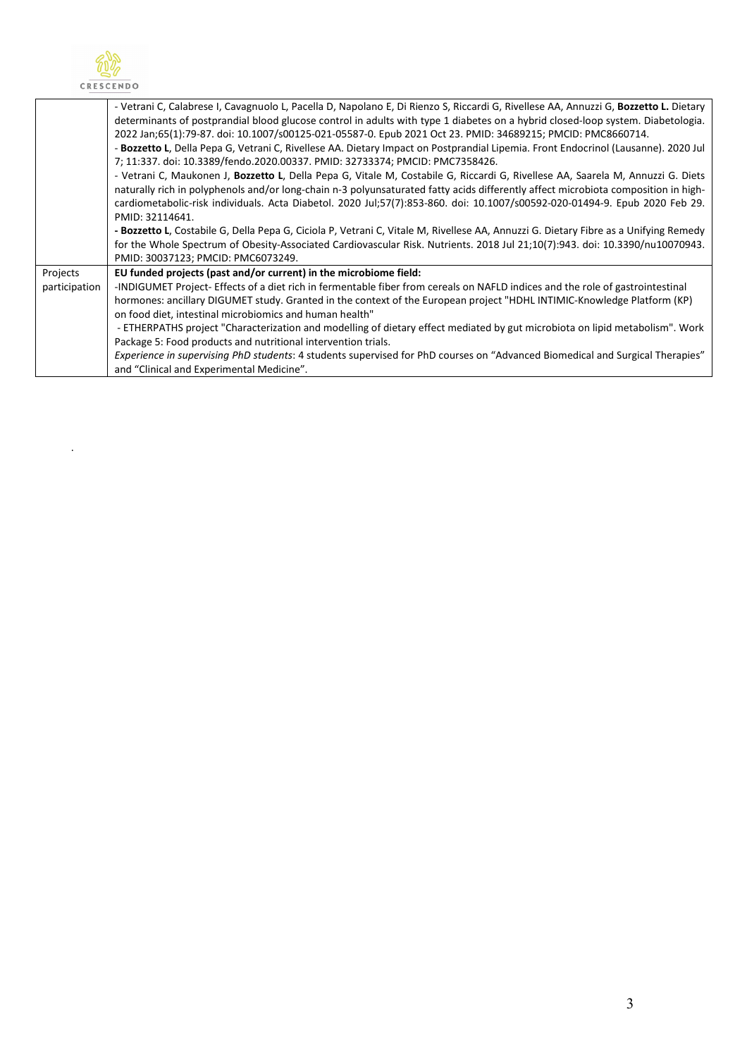| | |
|---|---|
| | - Vetrani C, Calabrese I, Cavagnuolo L, Pacella D, Napolano E, Di Rienzo S, Riccardi G, Rivellese AA, Annuzzi G, **Bozzetto L.** Dietary determinants of postprandial blood glucose control in adults with type 1 diabetes on a hybrid closed-loop system. Diabetologia. 2022 Jan;65(1):79-87. doi: 10.1007/s00125-021-05587-0. Epub 2021 Oct 23. PMID: 34689215; PMCID: PMC8660714.<br>- **Bozzetto L**, Della Pepa G, Vetrani C, Rivellese AA. Dietary Impact on Postprandial Lipemia. Front Endocrinol (Lausanne). 2020 Jul 7; 11:337. doi: 10.3389/fendo.2020.00337. PMID: 32733374; PMCID: PMC7358426.<br>- Vetrani C, Maukonen J, **Bozzetto L**, Della Pepa G, Vitale M, Costabile G, Riccardi G, Rivellese AA, Saarela M, Annuzzi G. Diets naturally rich in polyphenols and/or long-chain n-3 polyunsaturated fatty acids differently affect microbiota composition in high-cardiometabolic-risk individuals. Acta Diabetol. 2020 Jul;57(7):853-860. doi: 10.1007/s00592-020-01494-9. Epub 2020 Feb 29. PMID: 32114641.<br>**- Bozzetto L**, Costabile G, Della Pepa G, Ciciola P, Vetrani C, Vitale M, Rivellese AA, Annuzzi G. Dietary Fibre as a Unifying Remedy for the Whole Spectrum of Obesity-Associated Cardiovascular Risk. Nutrients. 2018 Jul 21;10(7):943. doi: 10.3390/nu10070943. PMID: 30037123; PMCID: PMC6073249. |
| Projects participation | **EU funded projects (past and/or current) in the microbiome field:**<br>-INDIGUMET Project- Effects of a diet rich in fermentable fiber from cereals on NAFLD indices and the role of gastrointestinal hormones: ancillary DIGUMET study. Granted in the context of the European project "HDHL INTIMIC-Knowledge Platform (KP) on food diet, intestinal microbiomics and human health"<br>- ETHERPATHS project "Characterization and modelling of dietary effect mediated by gut microbiota on lipid metabolism". Work Package 5: Food products and nutritional intervention trials.<br>*Experience in supervising PhD students*: 4 students supervised for PhD courses on "Advanced Biomedical and Surgical Therapies" and "Clinical and Experimental Medicine". |